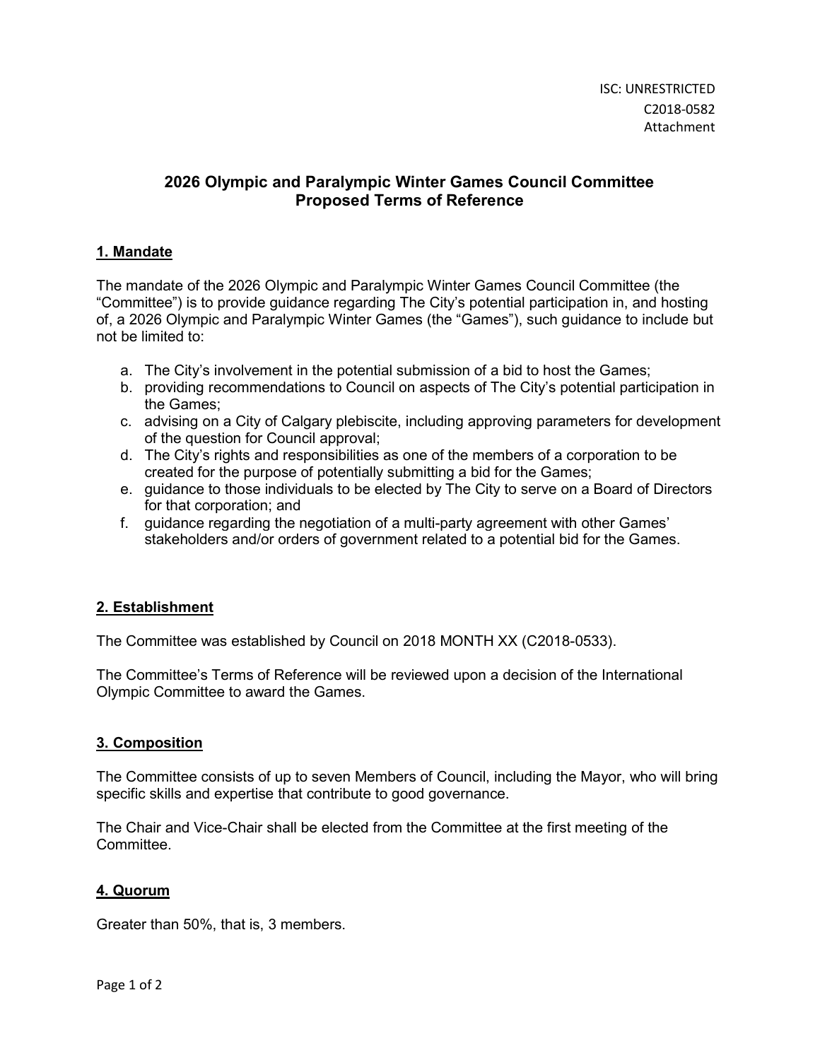ISC: UNRESTRICTED
C2018-0582
Attachment

# 2026 Olympic and Paralympic Winter Games Council Committee
# Proposed Terms of Reference

## 1. Mandate

The mandate of the 2026 Olympic and Paralympic Winter Games Council Committee (the "Committee") is to provide guidance regarding The City's potential participation in, and hosting of, a 2026 Olympic and Paralympic Winter Games (the "Games"), such guidance to include but not be limited to:

a. The City's involvement in the potential submission of a bid to host the Games;
b. providing recommendations to Council on aspects of The City's potential participation in the Games;
c. advising on a City of Calgary plebiscite, including approving parameters for development of the question for Council approval;
d. The City's rights and responsibilities as one of the members of a corporation to be created for the purpose of potentially submitting a bid for the Games;
e. guidance to those individuals to be elected by The City to serve on a Board of Directors for that corporation; and
f. guidance regarding the negotiation of a multi-party agreement with other Games' stakeholders and/or orders of government related to a potential bid for the Games.

## 2. Establishment

The Committee was established by Council on 2018 MONTH XX (C2018-0533).

The Committee's Terms of Reference will be reviewed upon a decision of the International Olympic Committee to award the Games.

## 3. Composition

The Committee consists of up to seven Members of Council, including the Mayor, who will bring specific skills and expertise that contribute to good governance.

The Chair and Vice-Chair shall be elected from the Committee at the first meeting of the Committee.

## 4. Quorum

Greater than 50%, that is, 3 members.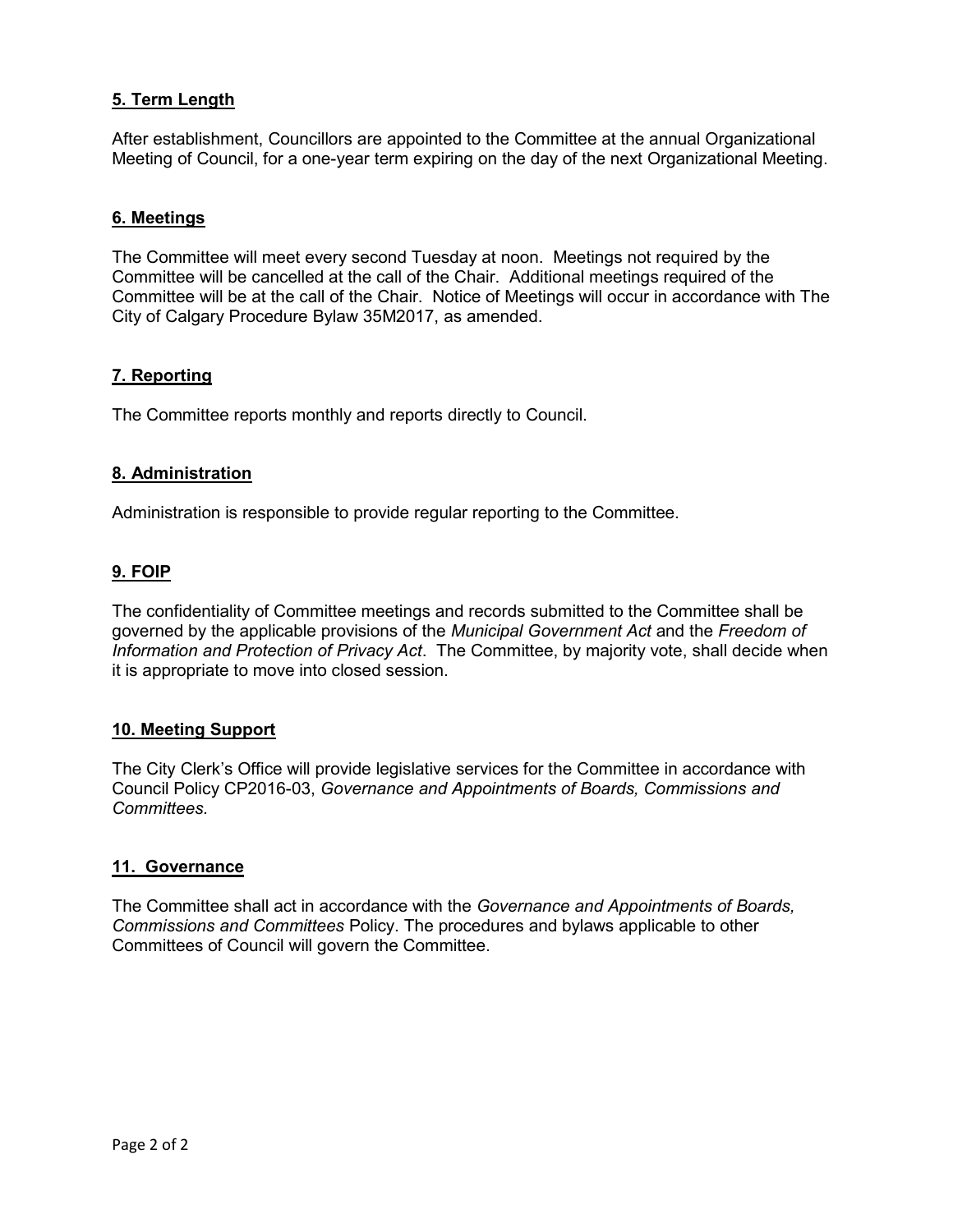## 5. Term Length

After establishment, Councillors are appointed to the Committee at the annual Organizational Meeting of Council, for a one-year term expiring on the day of the next Organizational Meeting.

## 6. Meetings

The Committee will meet every second Tuesday at noon. Meetings not required by the Committee will be cancelled at the call of the Chair. Additional meetings required of the Committee will be at the call of the Chair. Notice of Meetings will occur in accordance with The City of Calgary Procedure Bylaw 35M2017, as amended.

## 7. Reporting

The Committee reports monthly and reports directly to Council.

## 8. Administration

Administration is responsible to provide regular reporting to the Committee.

## 9. FOIP

The confidentiality of Committee meetings and records submitted to the Committee shall be governed by the applicable provisions of the *Municipal Government Act* and the *Freedom of Information and Protection of Privacy Act*. The Committee, by majority vote, shall decide when it is appropriate to move into closed session.

## 10. Meeting Support

The City Clerk's Office will provide legislative services for the Committee in accordance with Council Policy CP2016-03, *Governance and Appointments of Boards, Commissions and Committees.*

## 11. Governance

The Committee shall act in accordance with the *Governance and Appointments of Boards, Commissions and Committees* Policy. The procedures and bylaws applicable to other Committees of Council will govern the Committee.